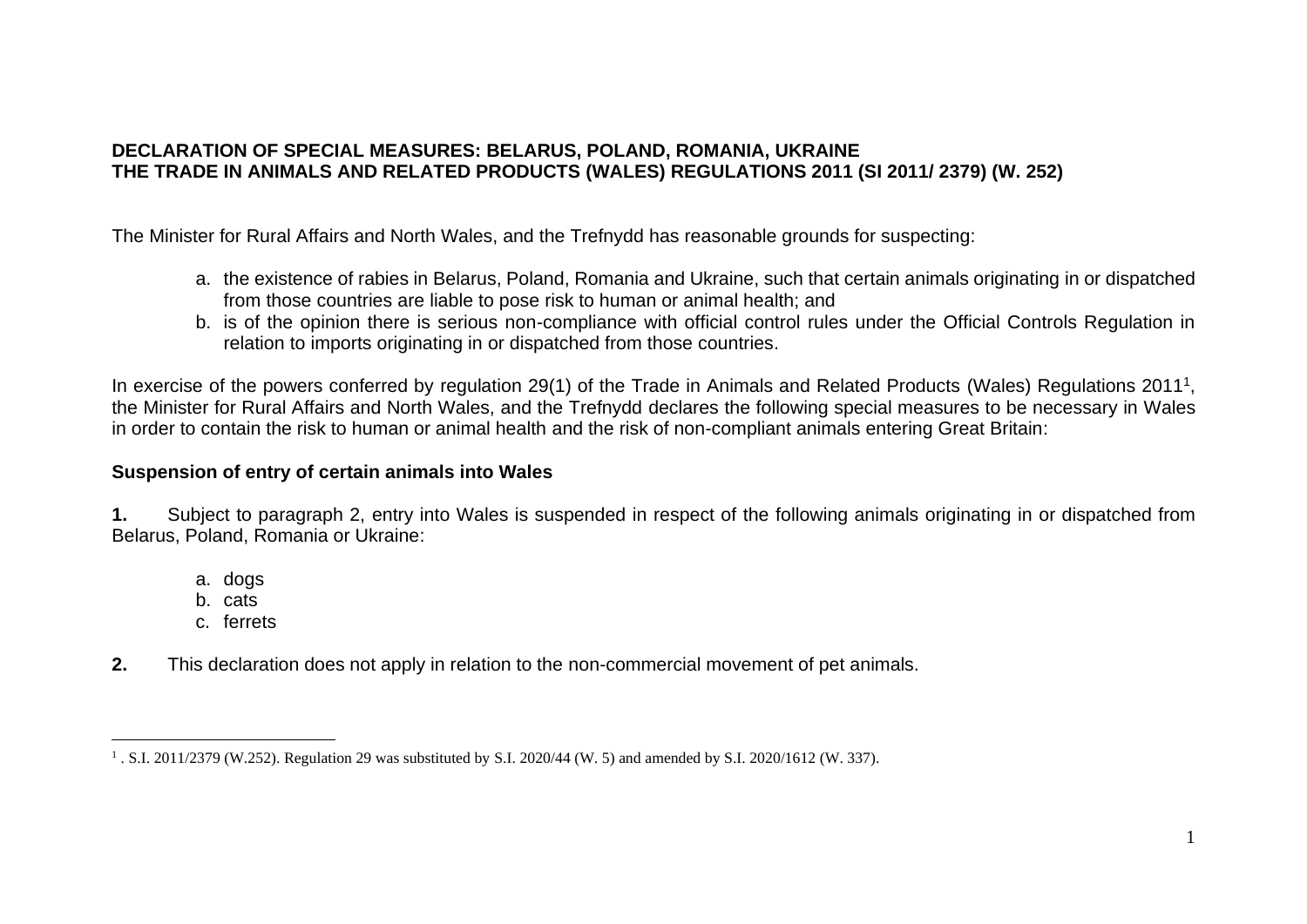**DECLARATION OF SPECIAL MEASURES: BELARUS, POLAND, ROMANIA, UKRAINE**
**THE TRADE IN ANIMALS AND RELATED PRODUCTS (WALES) REGULATIONS 2011 (SI 2011/ 2379) (W. 252)**

The Minister for Rural Affairs and North Wales, and the Trefnydd has reasonable grounds for suspecting:

a. the existence of rabies in Belarus, Poland, Romania and Ukraine, such that certain animals originating in or dispatched from those countries are liable to pose risk to human or animal health; and
b. is of the opinion there is serious non-compliance with official control rules under the Official Controls Regulation in relation to imports originating in or dispatched from those countries.

In exercise of the powers conferred by regulation 29(1) of the Trade in Animals and Related Products (Wales) Regulations 2011[1], the Minister for Rural Affairs and North Wales, and the Trefnydd declares the following special measures to be necessary in Wales in order to contain the risk to human or animal health and the risk of non-compliant animals entering Great Britain:

**Suspension of entry of certain animals into Wales**

**1.** Subject to paragraph 2, entry into Wales is suspended in respect of the following animals originating in or dispatched from Belarus, Poland, Romania or Ukraine:

a. dogs
b. cats
c. ferrets

**2.** This declaration does not apply in relation to the non-commercial movement of pet animals.

[1] . S.I. 2011/2379 (W.252). Regulation 29 was substituted by S.I. 2020/44 (W. 5) and amended by S.I. 2020/1612 (W. 337).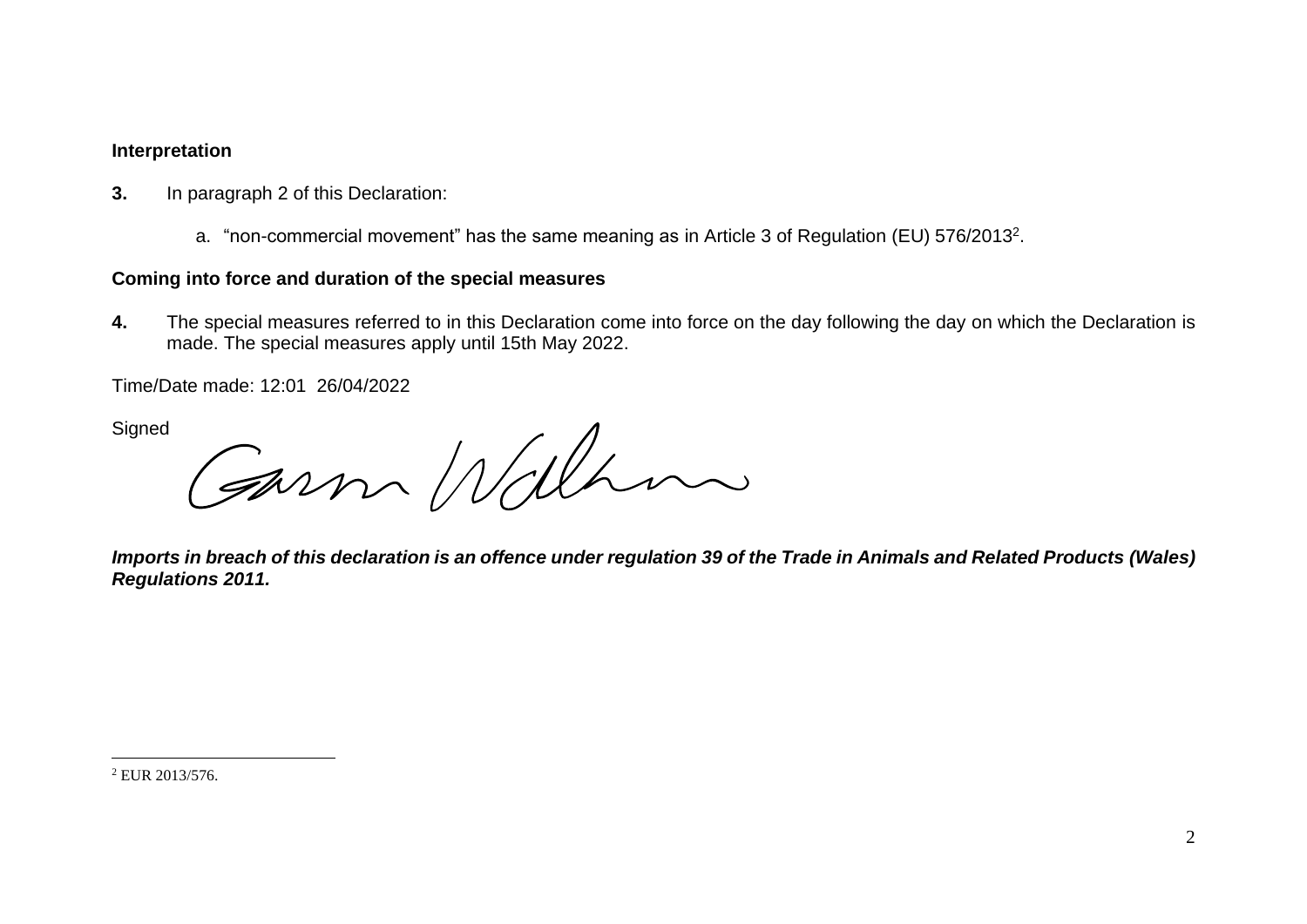**Interpretation**

**3.** In paragraph 2 of this Declaration:

a. "non-commercial movement" has the same meaning as in Article 3 of Regulation (EU) 576/2013[2].

**Coming into force and duration of the special measures**

**4.** The special measures referred to in this Declaration come into force on the day following the day on which the Declaration is made. The special measures apply until 15th May 2022.

Time/Date made: 12:01 26/04/2022

Signed

***Imports in breach of this declaration is an offence under regulation 39 of the Trade in Animals and Related Products (Wales) Regulations 2011.***

---

[2] EUR 2013/576.